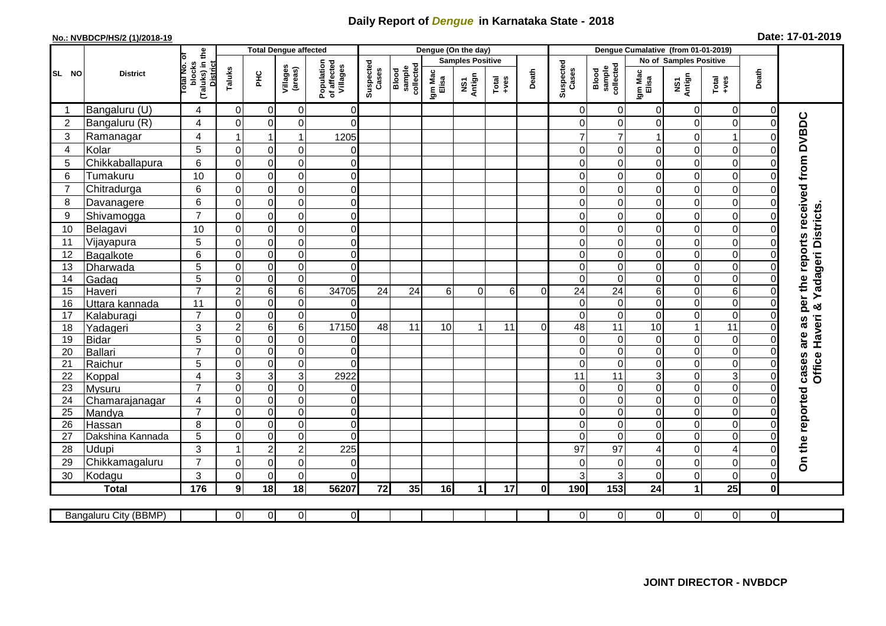# Daily Report of *Dengue* in Karnataka State - 2018

**No.: NVBDCP/HS/2 (1)/2018-19**

**Date: 17-01-2019**

| SL NO | District | Total No. of blocks (Taluks) in the District | Total Dengue affected | | | | Dengue (On the day) | | | | | | Dengue Cumalative (from 01-01-2019) | | | | | | |
|---|---|---|---|---|---|---|---|---|---|---|---|---|---|---|---|---|---|---|---|
| | | | Taluks | PHC | Villages (areas) | Population of affected Villages | Suspected Cases | Blood sample collected | Samples Positive | | | Death | Suspected Cases | Blood sample collected | No of Samples Positive | | | Death | |
| | | | | | | | | | Igm Mac Elisa | NS1 Antign | Total +ves | | | | Igm Mac Elisa | NS1 Antign | Total +ves | | |
| 1 | Bangaluru (U) | 4 | 0 | 0 | 0 | 0 | | | | | | | 0 | 0 | 0 | 0 | 0 | 0 | On the reported cases are as per the reports received from DVBDC Office Haveri & Yadageri Districts. |
| 2 | Bangaluru (R) | 4 | 0 | 0 | 0 | 0 | | | | | | | 0 | 0 | 0 | 0 | 0 | 0 | |
| 3 | Ramanagar | 4 | 1 | 1 | 1 | 1205 | | | | | | | 7 | 7 | 1 | 0 | 1 | 0 | |
| 4 | Kolar | 5 | 0 | 0 | 0 | 0 | | | | | | | 0 | 0 | 0 | 0 | 0 | 0 | |
| 5 | Chikkaballapura | 6 | 0 | 0 | 0 | 0 | | | | | | | 0 | 0 | 0 | 0 | 0 | 0 | |
| 6 | Tumakuru | 10 | 0 | 0 | 0 | 0 | | | | | | | 0 | 0 | 0 | 0 | 0 | 0 | |
| 7 | Chitradurga | 6 | 0 | 0 | 0 | 0 | | | | | | | 0 | 0 | 0 | 0 | 0 | 0 | |
| 8 | Davanagere | 6 | 0 | 0 | 0 | 0 | | | | | | | 0 | 0 | 0 | 0 | 0 | 0 | |
| 9 | Shivamogga | 7 | 0 | 0 | 0 | 0 | | | | | | | 0 | 0 | 0 | 0 | 0 | 0 | |
| 10 | Belagavi | 10 | 0 | 0 | 0 | 0 | | | | | | | 0 | 0 | 0 | 0 | 0 | 0 | |
| 11 | Vijayapura | 5 | 0 | 0 | 0 | 0 | | | | | | | 0 | 0 | 0 | 0 | 0 | 0 | |
| 12 | Bagalkote | 6 | 0 | 0 | 0 | 0 | | | | | | | 0 | 0 | 0 | 0 | 0 | 0 | |
| 13 | Dharwada | 5 | 0 | 0 | 0 | 0 | | | | | | | 0 | 0 | 0 | 0 | 0 | 0 | |
| 14 | Gadag | 5 | 0 | 0 | 0 | 0 | | | | | | | 0 | 0 | 0 | 0 | 0 | 0 | |
| 15 | Haveri | 7 | 2 | 6 | 6 | 34705 | 24 | 24 | 6 | 0 | 6 | 0 | 24 | 24 | 6 | 0 | 6 | 0 | |
| 16 | Uttara kannada | 11 | 0 | 0 | 0 | 0 | | | | | | | 0 | 0 | 0 | 0 | 0 | 0 | |
| 17 | Kalaburagi | 7 | 0 | 0 | 0 | 0 | | | | | | | 0 | 0 | 0 | 0 | 0 | 0 | |
| 18 | Yadageri | 3 | 2 | 6 | 6 | 17150 | 48 | 11 | 10 | 1 | 11 | 0 | 48 | 11 | 10 | 1 | 11 | 0 | |
| 19 | Bidar | 5 | 0 | 0 | 0 | 0 | | | | | | | 0 | 0 | 0 | 0 | 0 | 0 | |
| 20 | Ballari | 7 | 0 | 0 | 0 | 0 | | | | | | | 0 | 0 | 0 | 0 | 0 | 0 | |
| 21 | Raichur | 5 | 0 | 0 | 0 | 0 | | | | | | | 0 | 0 | 0 | 0 | 0 | 0 | |
| 22 | Koppal | 4 | 3 | 3 | 3 | 2922 | | | | | | | 11 | 11 | 3 | 0 | 3 | 0 | |
| 23 | Mysuru | 7 | 0 | 0 | 0 | 0 | | | | | | | 0 | 0 | 0 | 0 | 0 | 0 | |
| 24 | Chamarajanagar | 4 | 0 | 0 | 0 | 0 | | | | | | | 0 | 0 | 0 | 0 | 0 | 0 | |
| 25 | Mandya | 7 | 0 | 0 | 0 | 0 | | | | | | | 0 | 0 | 0 | 0 | 0 | 0 | |
| 26 | Hassan | 8 | 0 | 0 | 0 | 0 | | | | | | | 0 | 0 | 0 | 0 | 0 | 0 | |
| 27 | Dakshina Kannada | 5 | 0 | 0 | 0 | 0 | | | | | | | 0 | 0 | 0 | 0 | 0 | 0 | |
| 28 | Udupi | 3 | 1 | 2 | 2 | 225 | | | | | | | 97 | 97 | 4 | 0 | 4 | 0 | |
| 29 | Chikkamagaluru | 7 | 0 | 0 | 0 | 0 | | | | | | | 0 | 0 | 0 | 0 | 0 | 0 | |
| 30 | Kodagu | 3 | 0 | 0 | 0 | 0 | | | | | | | 3 | 3 | 0 | 0 | 0 | 0 | |
| | **Total** | **176** | **9** | **18** | **18** | **56207** | **72** | **35** | **16** | **1** | **17** | **0** | **190** | **153** | **24** | **1** | **25** | **0** | |

| Bangaluru City (BBMP) | | 0 | 0 | 0 | 0 | | | | | | | 0 | 0 | 0 | 0 | 0 | 0 | |
|---|---|---|---|---|---|---|---|---|---|---|---|---|---|---|---|---|---|---|

**JOINT DIRECTOR - NVBDCP**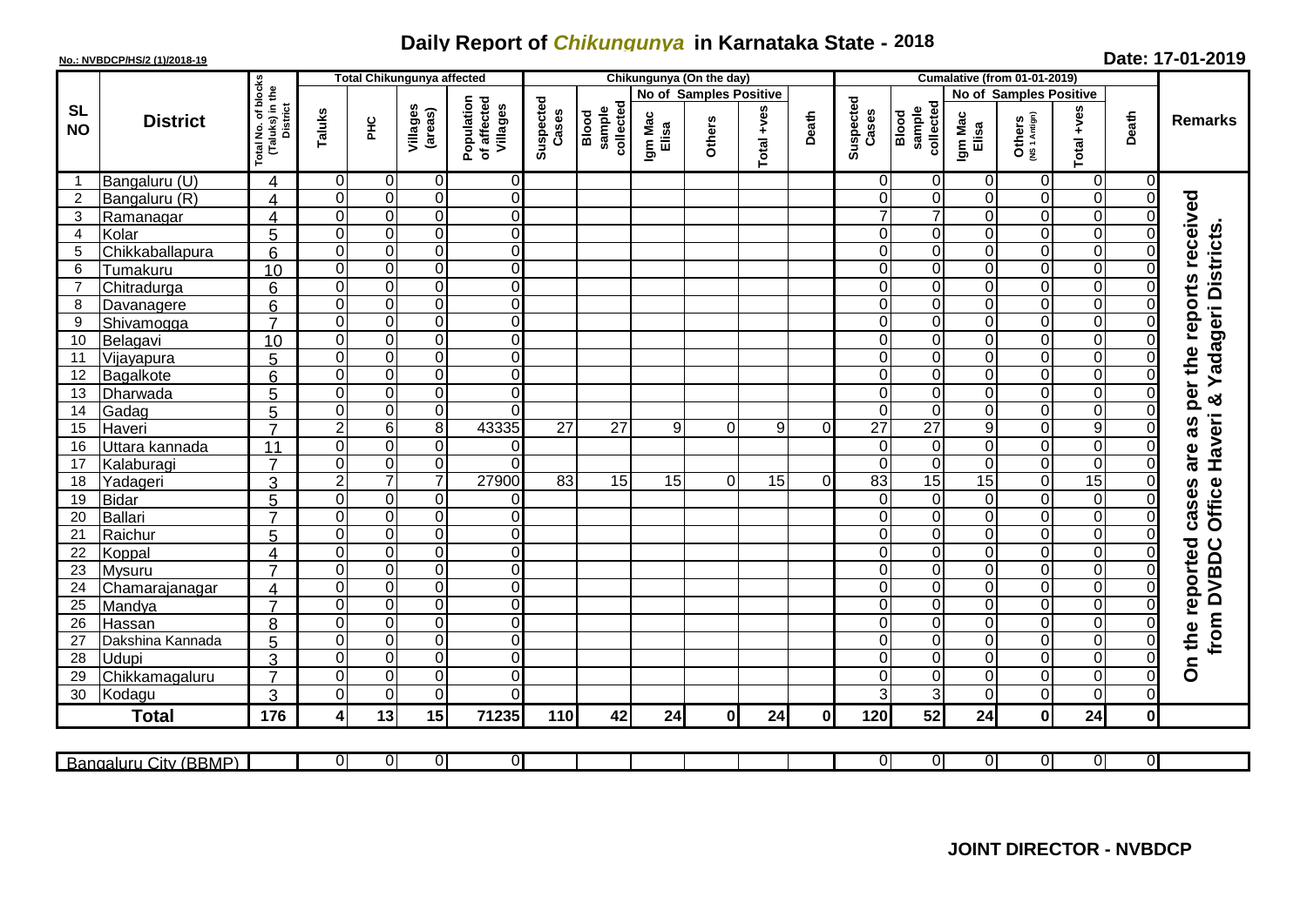# Daily Report of *Chikungunya* in Karnataka State - 2018

**No.: NVBDCP/HS/2 (1)/2018-19**

**Date: 17-01-2019**

| SL NO | District | Total No. of blocks (Taluks) in the District | Total Chikungunya affected | | | | Chikungunya (On the day) | | | | | | | Cumalative (from 01-01-2019) | | | | | | | Remarks |
|---|---|---|---|---|---|---|---|---|---|---|---|---|---|---|---|---|---|---|---|---|---|
| | | | | | | | | | No of Samples Positive | | | | | | | No of Samples Positive | | | | | |
| | | | Taluks | PHC | Villages (areas) | Population of affected Villages | Suspected Cases | Blood sample collected | Igm Mac Elisa | Others | Total +ves | Death | Suspected Cases | Blood sample collected | Igm Mac Elisa | Others (NS 1 Antign) | Total +ves | Death | |
| 1 | Bangaluru (U) | 4 | 0 | 0 | 0 | 0 | | | | | | | 0 | 0 | 0 | 0 | 0 | 0 | On the reported cases are as per the reports received from DVBDC Office Haveri & Yadageri Districts. |
| 2 | Bangaluru (R) | 4 | 0 | 0 | 0 | 0 | | | | | | | 0 | 0 | 0 | 0 | 0 | 0 | |
| 3 | Ramanagar | 4 | 0 | 0 | 0 | 0 | | | | | | | 7 | 7 | 0 | 0 | 0 | 0 | |
| 4 | Kolar | 5 | 0 | 0 | 0 | 0 | | | | | | | 0 | 0 | 0 | 0 | 0 | 0 | |
| 5 | Chikkaballapura | 6 | 0 | 0 | 0 | 0 | | | | | | | 0 | 0 | 0 | 0 | 0 | 0 | |
| 6 | Tumakuru | 10 | 0 | 0 | 0 | 0 | | | | | | | 0 | 0 | 0 | 0 | 0 | 0 | |
| 7 | Chitradurga | 6 | 0 | 0 | 0 | 0 | | | | | | | 0 | 0 | 0 | 0 | 0 | 0 | |
| 8 | Davanagere | 6 | 0 | 0 | 0 | 0 | | | | | | | 0 | 0 | 0 | 0 | 0 | 0 | |
| 9 | Shivamogga | 7 | 0 | 0 | 0 | 0 | | | | | | | 0 | 0 | 0 | 0 | 0 | 0 | |
| 10 | Belagavi | 10 | 0 | 0 | 0 | 0 | | | | | | | 0 | 0 | 0 | 0 | 0 | 0 | |
| 11 | Vijayapura | 5 | 0 | 0 | 0 | 0 | | | | | | | 0 | 0 | 0 | 0 | 0 | 0 | |
| 12 | Bagalkote | 6 | 0 | 0 | 0 | 0 | | | | | | | 0 | 0 | 0 | 0 | 0 | 0 | |
| 13 | Dharwada | 5 | 0 | 0 | 0 | 0 | | | | | | | 0 | 0 | 0 | 0 | 0 | 0 | |
| 14 | Gadag | 5 | 0 | 0 | 0 | 0 | | | | | | | 0 | 0 | 0 | 0 | 0 | 0 | |
| 15 | Haveri | 7 | 2 | 6 | 8 | 43335 | 27 | 27 | 9 | 0 | 9 | 0 | 27 | 27 | 9 | 0 | 9 | 0 | |
| 16 | Uttara kannada | 11 | 0 | 0 | 0 | 0 | | | | | | | 0 | 0 | 0 | 0 | 0 | 0 | |
| 17 | Kalaburagi | 7 | 0 | 0 | 0 | 0 | | | | | | | 0 | 0 | 0 | 0 | 0 | 0 | |
| 18 | Yadageri | 3 | 2 | 7 | 7 | 27900 | 83 | 15 | 15 | 0 | 15 | 0 | 83 | 15 | 15 | 0 | 15 | 0 | |
| 19 | Bidar | 5 | 0 | 0 | 0 | 0 | | | | | | | 0 | 0 | 0 | 0 | 0 | 0 | |
| 20 | Ballari | 7 | 0 | 0 | 0 | 0 | | | | | | | 0 | 0 | 0 | 0 | 0 | 0 | |
| 21 | Raichur | 5 | 0 | 0 | 0 | 0 | | | | | | | 0 | 0 | 0 | 0 | 0 | 0 | |
| 22 | Koppal | 4 | 0 | 0 | 0 | 0 | | | | | | | 0 | 0 | 0 | 0 | 0 | 0 | |
| 23 | Mysuru | 7 | 0 | 0 | 0 | 0 | | | | | | | 0 | 0 | 0 | 0 | 0 | 0 | |
| 24 | Chamarajanagar | 4 | 0 | 0 | 0 | 0 | | | | | | | 0 | 0 | 0 | 0 | 0 | 0 | |
| 25 | Mandya | 7 | 0 | 0 | 0 | 0 | | | | | | | 0 | 0 | 0 | 0 | 0 | 0 | |
| 26 | Hassan | 8 | 0 | 0 | 0 | 0 | | | | | | | 0 | 0 | 0 | 0 | 0 | 0 | |
| 27 | Dakshina Kannada | 5 | 0 | 0 | 0 | 0 | | | | | | | 0 | 0 | 0 | 0 | 0 | 0 | |
| 28 | Udupi | 3 | 0 | 0 | 0 | 0 | | | | | | | 0 | 0 | 0 | 0 | 0 | 0 | |
| 29 | Chikkamagaluru | 7 | 0 | 0 | 0 | 0 | | | | | | | 0 | 0 | 0 | 0 | 0 | 0 | |
| 30 | Kodagu | 3 | 0 | 0 | 0 | 0 | | | | | | | 3 | 3 | 0 | 0 | 0 | 0 | |
| | **Total** | **176** | **4** | **13** | **15** | **71235** | **110** | **42** | **24** | **0** | **24** | **0** | **120** | **52** | **24** | **0** | **24** | **0** | |

| | | | | | | | | | | | | | | | | | | | |
|---|---|---|---|---|---|---|---|---|---|---|---|---|---|---|---|---|---|---|---|
| Bangaluru City (BBMP) | | 0 | 0 | 0 | 0 | | | | | | | 0 | 0 | 0 | 0 | 0 | 0 | |

**JOINT DIRECTOR - NVBDCP**